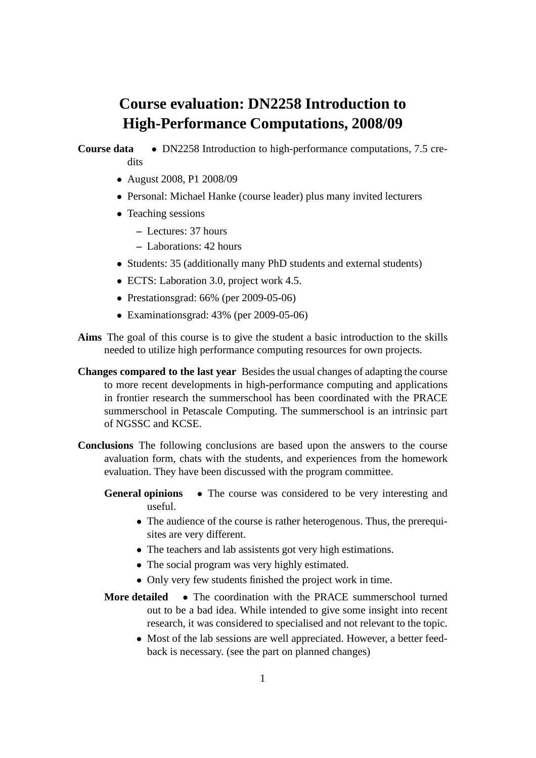# Course evaluation: DN2258 Introduction to High-Performance Computations, 2008/09

**Course data**

- DN2258 Introduction to high-performance computations, 7.5 credits
- August 2008, P1 2008/09
- Personal: Michael Hanke (course leader) plus many invited lecturers
- Teaching sessions
  - Lectures: 37 hours
  - Laborations: 42 hours
- Students: 35 (additionally many PhD students and external students)
- ECTS: Laboration 3.0, project work 4.5.
- Prestationsgrad: 66% (per 2009-05-06)
- Examinationsgrad: 43% (per 2009-05-06)

**Aims** The goal of this course is to give the student a basic introduction to the skills needed to utilize high performance computing resources for own projects.

**Changes compared to the last year** Besides the usual changes of adapting the course to more recent developments in high-performance computing and applications in frontier research the summerschool has been coordinated with the PRACE summerschool in Petascale Computing. The summerschool is an intrinsic part of NGSSC and KCSE.

**Conclusions** The following conclusions are based upon the answers to the course avaluation form, chats with the students, and experiences from the homework evaluation. They have been discussed with the program committee.

**General opinions**

- The course was considered to be very interesting and useful.
- The audience of the course is rather heterogenous. Thus, the prerequisites are very different.
- The teachers and lab assistents got very high estimations.
- The social program was very highly estimated.
- Only very few students finished the project work in time.

**More detailed**

- The coordination with the PRACE summerschool turned out to be a bad idea. While intended to give some insight into recent research, it was considered to specialised and not relevant to the topic.
- Most of the lab sessions are well appreciated. However, a better feedback is necessary. (see the part on planned changes)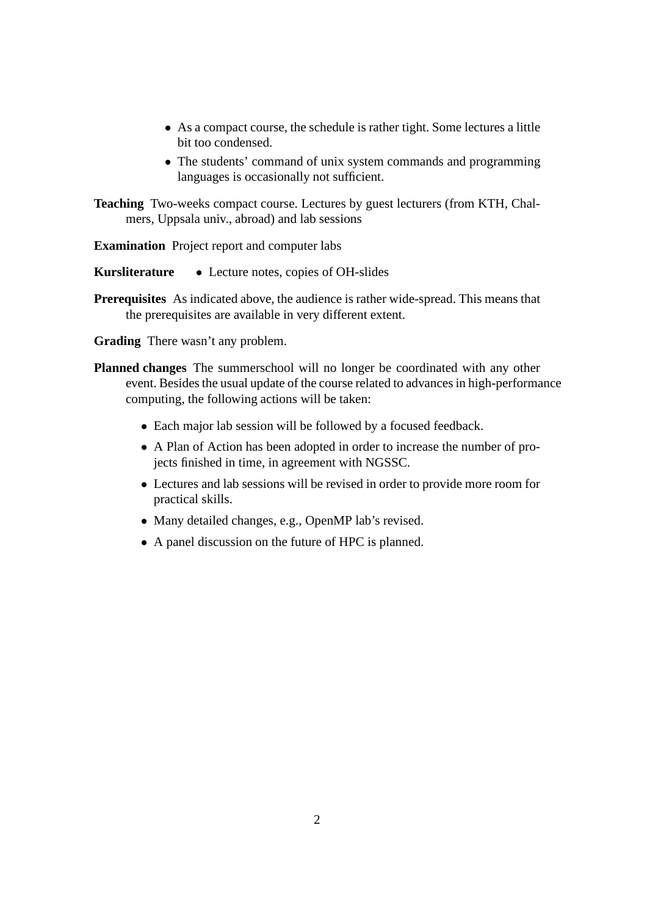- As a compact course, the schedule is rather tight. Some lectures a little bit too condensed.
- The students' command of unix system commands and programming languages is occasionally not sufficient.

**Teaching** Two-weeks compact course. Lectures by guest lecturers (from KTH, Chalmers, Uppsala univ., abroad) and lab sessions

**Examination** Project report and computer labs

**Kursliterature**

- Lecture notes, copies of OH-slides

**Prerequisites** As indicated above, the audience is rather wide-spread. This means that the prerequisites are available in very different extent.

**Grading** There wasn't any problem.

**Planned changes** The summerschool will no longer be coordinated with any other event. Besides the usual update of the course related to advances in high-performance computing, the following actions will be taken:

- Each major lab session will be followed by a focused feedback.
- A Plan of Action has been adopted in order to increase the number of projects finished in time, in agreement with NGSSC.
- Lectures and lab sessions will be revised in order to provide more room for practical skills.
- Many detailed changes, e.g., OpenMP lab's revised.
- A panel discussion on the future of HPC is planned.